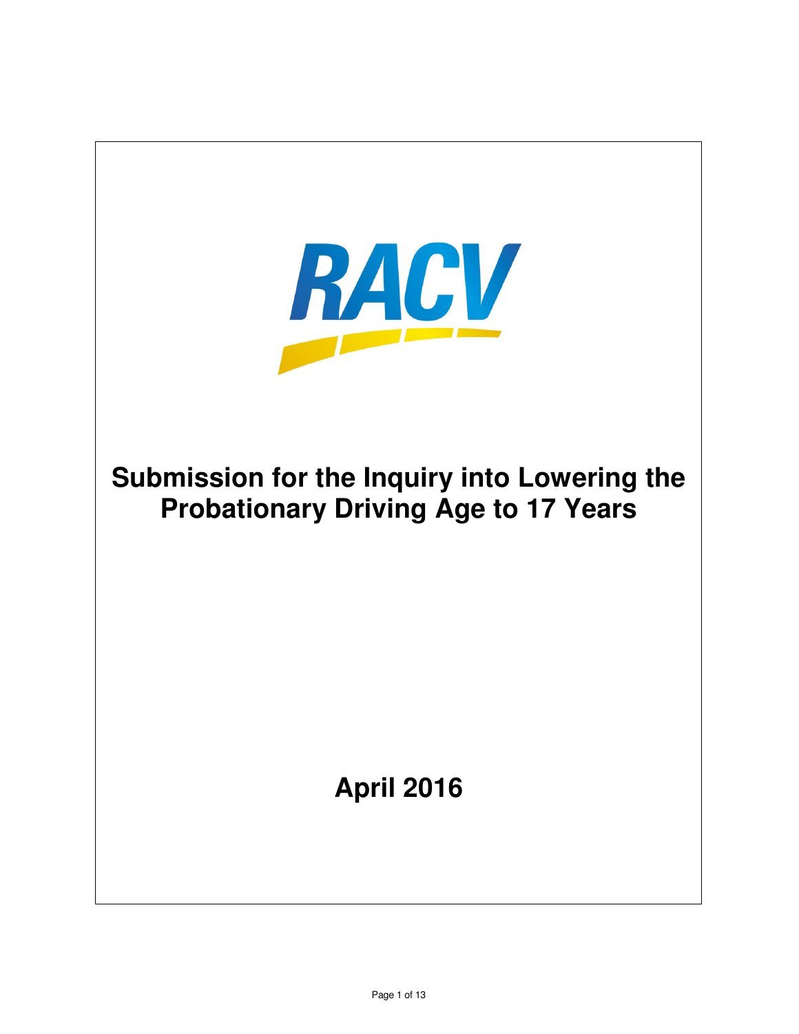RACV

# Submission for the Inquiry into Lowering the Probationary Driving Age to 17 Years

## April 2016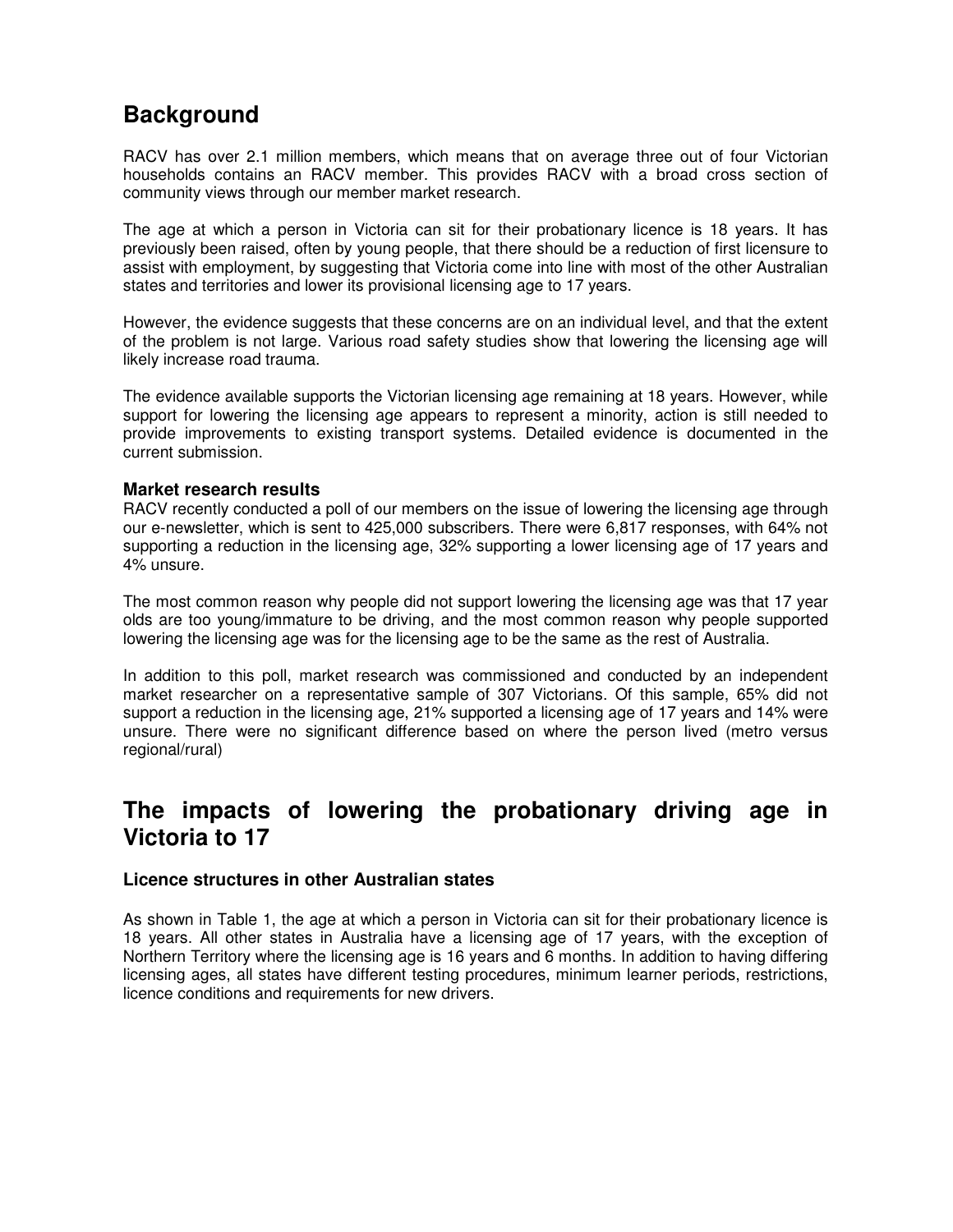## Background

RACV has over 2.1 million members, which means that on average three out of four Victorian households contains an RACV member. This provides RACV with a broad cross section of community views through our member market research.

The age at which a person in Victoria can sit for their probationary licence is 18 years. It has previously been raised, often by young people, that there should be a reduction of first licensure to assist with employment, by suggesting that Victoria come into line with most of the other Australian states and territories and lower its provisional licensing age to 17 years.

However, the evidence suggests that these concerns are on an individual level, and that the extent of the problem is not large. Various road safety studies show that lowering the licensing age will likely increase road trauma.

The evidence available supports the Victorian licensing age remaining at 18 years. However, while support for lowering the licensing age appears to represent a minority, action is still needed to provide improvements to existing transport systems. Detailed evidence is documented in the current submission.

### Market research results

RACV recently conducted a poll of our members on the issue of lowering the licensing age through our e-newsletter, which is sent to 425,000 subscribers. There were 6,817 responses, with 64% not supporting a reduction in the licensing age, 32% supporting a lower licensing age of 17 years and 4% unsure.

The most common reason why people did not support lowering the licensing age was that 17 year olds are too young/immature to be driving, and the most common reason why people supported lowering the licensing age was for the licensing age to be the same as the rest of Australia.

In addition to this poll, market research was commissioned and conducted by an independent market researcher on a representative sample of 307 Victorians. Of this sample, 65% did not support a reduction in the licensing age, 21% supported a licensing age of 17 years and 14% were unsure. There were no significant difference based on where the person lived (metro versus regional/rural)

## The impacts of lowering the probationary driving age in Victoria to 17

### Licence structures in other Australian states

As shown in Table 1, the age at which a person in Victoria can sit for their probationary licence is 18 years. All other states in Australia have a licensing age of 17 years, with the exception of Northern Territory where the licensing age is 16 years and 6 months. In addition to having differing licensing ages, all states have different testing procedures, minimum learner periods, restrictions, licence conditions and requirements for new drivers.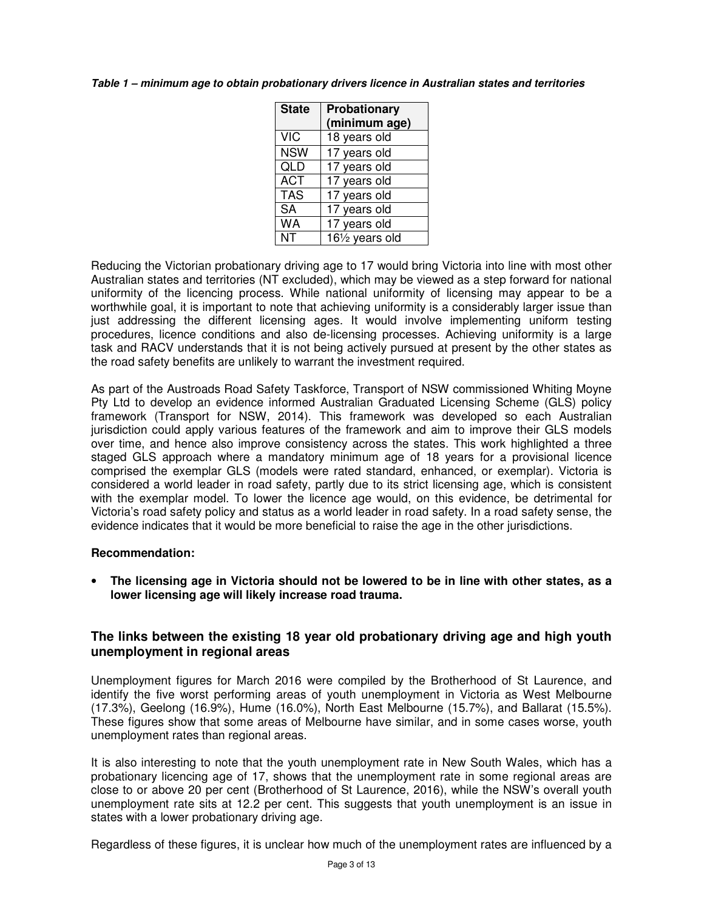***Table 1 – minimum age to obtain probationary drivers licence in Australian states and territories***

| State | Probationary (minimum age) |
|---|---|
| VIC | 18 years old |
| NSW | 17 years old |
| QLD | 17 years old |
| ACT | 17 years old |
| TAS | 17 years old |
| SA | 17 years old |
| WA | 17 years old |
| NT | 16½ years old |

Reducing the Victorian probationary driving age to 17 would bring Victoria into line with most other Australian states and territories (NT excluded), which may be viewed as a step forward for national uniformity of the licencing process. While national uniformity of licensing may appear to be a worthwhile goal, it is important to note that achieving uniformity is a considerably larger issue than just addressing the different licensing ages. It would involve implementing uniform testing procedures, licence conditions and also de-licensing processes. Achieving uniformity is a large task and RACV understands that it is not being actively pursued at present by the other states as the road safety benefits are unlikely to warrant the investment required.

As part of the Austroads Road Safety Taskforce, Transport of NSW commissioned Whiting Moyne Pty Ltd to develop an evidence informed Australian Graduated Licensing Scheme (GLS) policy framework (Transport for NSW, 2014). This framework was developed so each Australian jurisdiction could apply various features of the framework and aim to improve their GLS models over time, and hence also improve consistency across the states. This work highlighted a three staged GLS approach where a mandatory minimum age of 18 years for a provisional licence comprised the exemplar GLS (models were rated standard, enhanced, or exemplar). Victoria is considered a world leader in road safety, partly due to its strict licensing age, which is consistent with the exemplar model. To lower the licence age would, on this evidence, be detrimental for Victoria's road safety policy and status as a world leader in road safety. In a road safety sense, the evidence indicates that it would be more beneficial to raise the age in the other jurisdictions.

**Recommendation:**

- **The licensing age in Victoria should not be lowered to be in line with other states, as a lower licensing age will likely increase road trauma.**

### The links between the existing 18 year old probationary driving age and high youth unemployment in regional areas

Unemployment figures for March 2016 were compiled by the Brotherhood of St Laurence, and identify the five worst performing areas of youth unemployment in Victoria as West Melbourne (17.3%), Geelong (16.9%), Hume (16.0%), North East Melbourne (15.7%), and Ballarat (15.5%). These figures show that some areas of Melbourne have similar, and in some cases worse, youth unemployment rates than regional areas.

It is also interesting to note that the youth unemployment rate in New South Wales, which has a probationary licencing age of 17, shows that the unemployment rate in some regional areas are close to or above 20 per cent (Brotherhood of St Laurence, 2016), while the NSW's overall youth unemployment rate sits at 12.2 per cent. This suggests that youth unemployment is an issue in states with a lower probationary driving age.

Regardless of these figures, it is unclear how much of the unemployment rates are influenced by a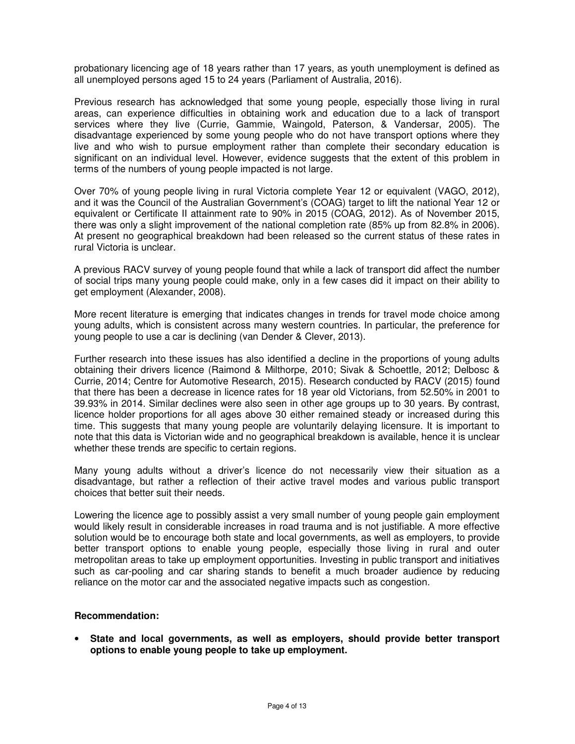probationary licencing age of 18 years rather than 17 years, as youth unemployment is defined as all unemployed persons aged 15 to 24 years (Parliament of Australia, 2016).

Previous research has acknowledged that some young people, especially those living in rural areas, can experience difficulties in obtaining work and education due to a lack of transport services where they live (Currie, Gammie, Waingold, Paterson, & Vandersar, 2005). The disadvantage experienced by some young people who do not have transport options where they live and who wish to pursue employment rather than complete their secondary education is significant on an individual level. However, evidence suggests that the extent of this problem in terms of the numbers of young people impacted is not large.

Over 70% of young people living in rural Victoria complete Year 12 or equivalent (VAGO, 2012), and it was the Council of the Australian Government's (COAG) target to lift the national Year 12 or equivalent or Certificate II attainment rate to 90% in 2015 (COAG, 2012). As of November 2015, there was only a slight improvement of the national completion rate (85% up from 82.8% in 2006). At present no geographical breakdown had been released so the current status of these rates in rural Victoria is unclear.

A previous RACV survey of young people found that while a lack of transport did affect the number of social trips many young people could make, only in a few cases did it impact on their ability to get employment (Alexander, 2008).

More recent literature is emerging that indicates changes in trends for travel mode choice among young adults, which is consistent across many western countries. In particular, the preference for young people to use a car is declining (van Dender & Clever, 2013).

Further research into these issues has also identified a decline in the proportions of young adults obtaining their drivers licence (Raimond & Milthorpe, 2010; Sivak & Schoettle, 2012; Delbosc & Currie, 2014; Centre for Automotive Research, 2015). Research conducted by RACV (2015) found that there has been a decrease in licence rates for 18 year old Victorians, from 52.50% in 2001 to 39.93% in 2014. Similar declines were also seen in other age groups up to 30 years. By contrast, licence holder proportions for all ages above 30 either remained steady or increased during this time. This suggests that many young people are voluntarily delaying licensure. It is important to note that this data is Victorian wide and no geographical breakdown is available, hence it is unclear whether these trends are specific to certain regions.

Many young adults without a driver's licence do not necessarily view their situation as a disadvantage, but rather a reflection of their active travel modes and various public transport choices that better suit their needs.

Lowering the licence age to possibly assist a very small number of young people gain employment would likely result in considerable increases in road trauma and is not justifiable. A more effective solution would be to encourage both state and local governments, as well as employers, to provide better transport options to enable young people, especially those living in rural and outer metropolitan areas to take up employment opportunities. Investing in public transport and initiatives such as car-pooling and car sharing stands to benefit a much broader audience by reducing reliance on the motor car and the associated negative impacts such as congestion.

**Recommendation:**

- **State and local governments, as well as employers, should provide better transport options to enable young people to take up employment.**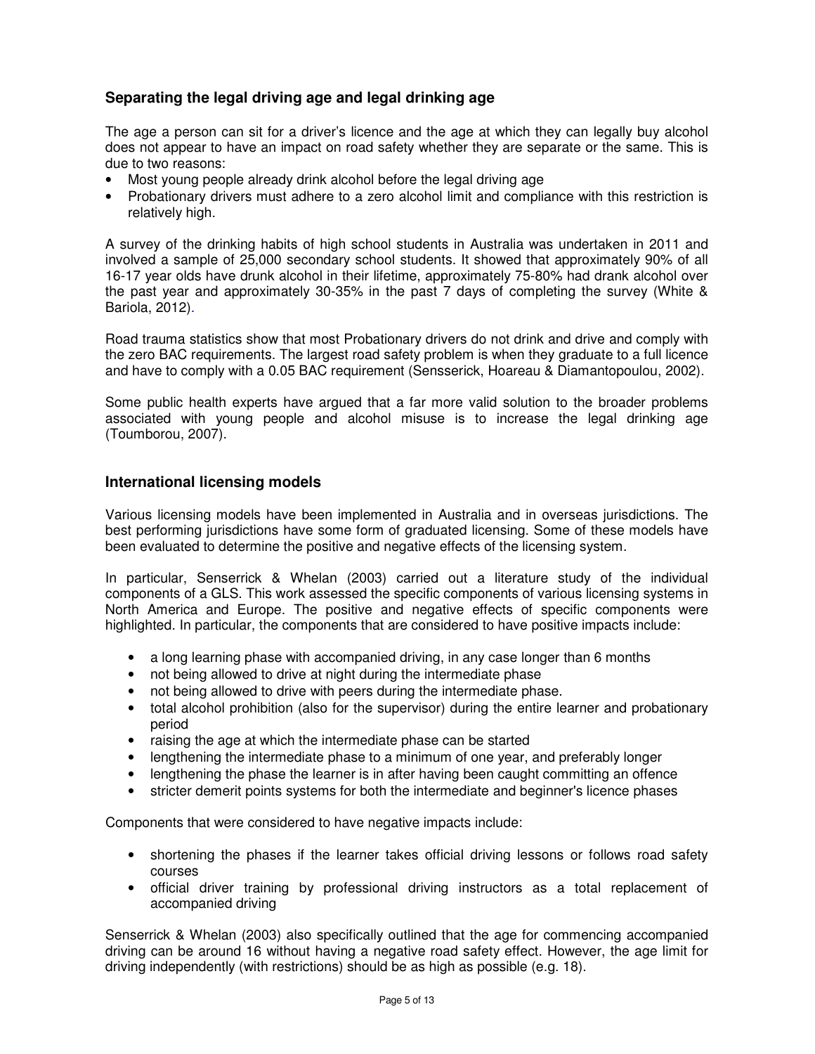## Separating the legal driving age and legal drinking age

The age a person can sit for a driver's licence and the age at which they can legally buy alcohol does not appear to have an impact on road safety whether they are separate or the same. This is due to two reasons:

- Most young people already drink alcohol before the legal driving age
- Probationary drivers must adhere to a zero alcohol limit and compliance with this restriction is relatively high.

A survey of the drinking habits of high school students in Australia was undertaken in 2011 and involved a sample of 25,000 secondary school students. It showed that approximately 90% of all 16-17 year olds have drunk alcohol in their lifetime, approximately 75-80% had drank alcohol over the past year and approximately 30-35% in the past 7 days of completing the survey (White & Bariola, 2012).

Road trauma statistics show that most Probationary drivers do not drink and drive and comply with the zero BAC requirements. The largest road safety problem is when they graduate to a full licence and have to comply with a 0.05 BAC requirement (Sensserick, Hoareau & Diamantopoulou, 2002).

Some public health experts have argued that a far more valid solution to the broader problems associated with young people and alcohol misuse is to increase the legal drinking age (Toumborou, 2007).

## International licensing models

Various licensing models have been implemented in Australia and in overseas jurisdictions. The best performing jurisdictions have some form of graduated licensing. Some of these models have been evaluated to determine the positive and negative effects of the licensing system.

In particular, Senserrick & Whelan (2003) carried out a literature study of the individual components of a GLS. This work assessed the specific components of various licensing systems in North America and Europe. The positive and negative effects of specific components were highlighted. In particular, the components that are considered to have positive impacts include:

- a long learning phase with accompanied driving, in any case longer than 6 months
- not being allowed to drive at night during the intermediate phase
- not being allowed to drive with peers during the intermediate phase.
- total alcohol prohibition (also for the supervisor) during the entire learner and probationary period
- raising the age at which the intermediate phase can be started
- lengthening the intermediate phase to a minimum of one year, and preferably longer
- lengthening the phase the learner is in after having been caught committing an offence
- stricter demerit points systems for both the intermediate and beginner's licence phases

Components that were considered to have negative impacts include:

- shortening the phases if the learner takes official driving lessons or follows road safety courses
- official driver training by professional driving instructors as a total replacement of accompanied driving

Senserrick & Whelan (2003) also specifically outlined that the age for commencing accompanied driving can be around 16 without having a negative road safety effect. However, the age limit for driving independently (with restrictions) should be as high as possible (e.g. 18).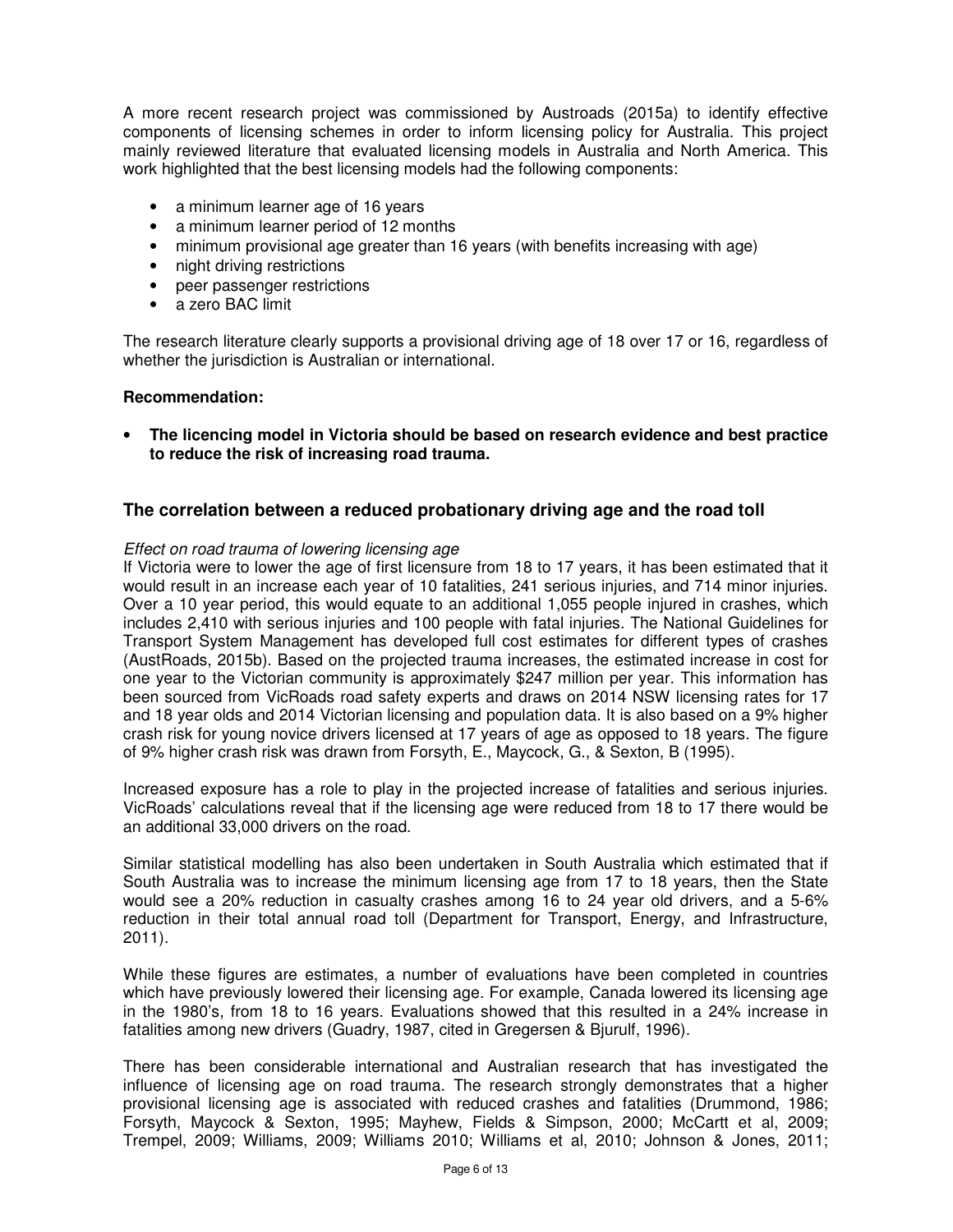A more recent research project was commissioned by Austroads (2015a) to identify effective components of licensing schemes in order to inform licensing policy for Australia. This project mainly reviewed literature that evaluated licensing models in Australia and North America. This work highlighted that the best licensing models had the following components:

- a minimum learner age of 16 years
- a minimum learner period of 12 months
- minimum provisional age greater than 16 years (with benefits increasing with age)
- night driving restrictions
- peer passenger restrictions
- a zero BAC limit

The research literature clearly supports a provisional driving age of 18 over 17 or 16, regardless of whether the jurisdiction is Australian or international.

**Recommendation:**

- **The licencing model in Victoria should be based on research evidence and best practice to reduce the risk of increasing road trauma.**

## The correlation between a reduced probationary driving age and the road toll

*Effect on road trauma of lowering licensing age*

If Victoria were to lower the age of first licensure from 18 to 17 years, it has been estimated that it would result in an increase each year of 10 fatalities, 241 serious injuries, and 714 minor injuries. Over a 10 year period, this would equate to an additional 1,055 people injured in crashes, which includes 2,410 with serious injuries and 100 people with fatal injuries. The National Guidelines for Transport System Management has developed full cost estimates for different types of crashes (AustRoads, 2015b). Based on the projected trauma increases, the estimated increase in cost for one year to the Victorian community is approximately $247 million per year. This information has been sourced from VicRoads road safety experts and draws on 2014 NSW licensing rates for 17 and 18 year olds and 2014 Victorian licensing and population data. It is also based on a 9% higher crash risk for young novice drivers licensed at 17 years of age as opposed to 18 years. The figure of 9% higher crash risk was drawn from Forsyth, E., Maycock, G., & Sexton, B (1995).

Increased exposure has a role to play in the projected increase of fatalities and serious injuries. VicRoads' calculations reveal that if the licensing age were reduced from 18 to 17 there would be an additional 33,000 drivers on the road.

Similar statistical modelling has also been undertaken in South Australia which estimated that if South Australia was to increase the minimum licensing age from 17 to 18 years, then the State would see a 20% reduction in casualty crashes among 16 to 24 year old drivers, and a 5-6% reduction in their total annual road toll (Department for Transport, Energy, and Infrastructure, 2011).

While these figures are estimates, a number of evaluations have been completed in countries which have previously lowered their licensing age. For example, Canada lowered its licensing age in the 1980's, from 18 to 16 years. Evaluations showed that this resulted in a 24% increase in fatalities among new drivers (Guadry, 1987, cited in Gregersen & Bjurulf, 1996).

There has been considerable international and Australian research that has investigated the influence of licensing age on road trauma. The research strongly demonstrates that a higher provisional licensing age is associated with reduced crashes and fatalities (Drummond, 1986; Forsyth, Maycock & Sexton, 1995; Mayhew, Fields & Simpson, 2000; McCartt et al, 2009; Trempel, 2009; Williams, 2009; Williams 2010; Williams et al, 2010; Johnson & Jones, 2011;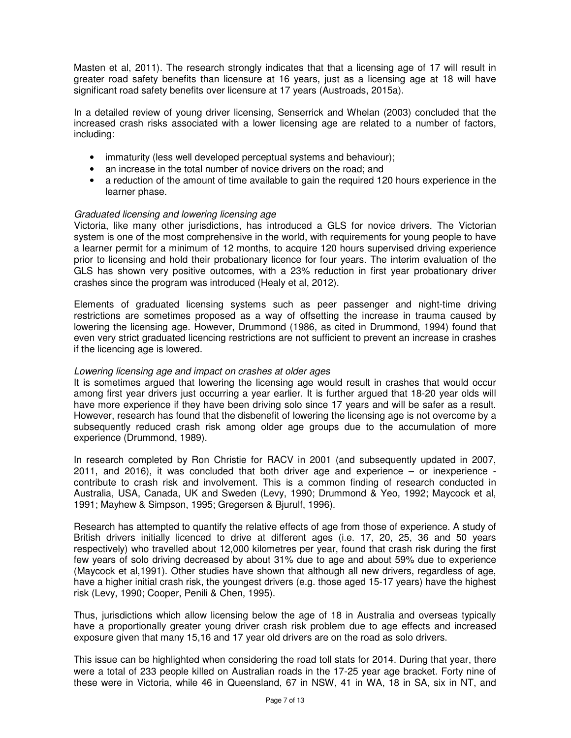Masten et al, 2011). The research strongly indicates that that a licensing age of 17 will result in greater road safety benefits than licensure at 16 years, just as a licensing age at 18 will have significant road safety benefits over licensure at 17 years (Austroads, 2015a).

In a detailed review of young driver licensing, Senserrick and Whelan (2003) concluded that the increased crash risks associated with a lower licensing age are related to a number of factors, including:

- immaturity (less well developed perceptual systems and behaviour);
- an increase in the total number of novice drivers on the road; and
- a reduction of the amount of time available to gain the required 120 hours experience in the learner phase.

*Graduated licensing and lowering licensing age*

Victoria, like many other jurisdictions, has introduced a GLS for novice drivers. The Victorian system is one of the most comprehensive in the world, with requirements for young people to have a learner permit for a minimum of 12 months, to acquire 120 hours supervised driving experience prior to licensing and hold their probationary licence for four years. The interim evaluation of the GLS has shown very positive outcomes, with a 23% reduction in first year probationary driver crashes since the program was introduced (Healy et al, 2012).

Elements of graduated licensing systems such as peer passenger and night-time driving restrictions are sometimes proposed as a way of offsetting the increase in trauma caused by lowering the licensing age. However, Drummond (1986, as cited in Drummond, 1994) found that even very strict graduated licencing restrictions are not sufficient to prevent an increase in crashes if the licencing age is lowered.

*Lowering licensing age and impact on crashes at older ages*

It is sometimes argued that lowering the licensing age would result in crashes that would occur among first year drivers just occurring a year earlier. It is further argued that 18-20 year olds will have more experience if they have been driving solo since 17 years and will be safer as a result. However, research has found that the disbenefit of lowering the licensing age is not overcome by a subsequently reduced crash risk among older age groups due to the accumulation of more experience (Drummond, 1989).

In research completed by Ron Christie for RACV in 2001 (and subsequently updated in 2007, 2011, and 2016), it was concluded that both driver age and experience – or inexperience - contribute to crash risk and involvement. This is a common finding of research conducted in Australia, USA, Canada, UK and Sweden (Levy, 1990; Drummond & Yeo, 1992; Maycock et al, 1991; Mayhew & Simpson, 1995; Gregersen & Bjurulf, 1996).

Research has attempted to quantify the relative effects of age from those of experience. A study of British drivers initially licenced to drive at different ages (i.e. 17, 20, 25, 36 and 50 years respectively) who travelled about 12,000 kilometres per year, found that crash risk during the first few years of solo driving decreased by about 31% due to age and about 59% due to experience (Maycock et al,1991). Other studies have shown that although all new drivers, regardless of age, have a higher initial crash risk, the youngest drivers (e.g. those aged 15-17 years) have the highest risk (Levy, 1990; Cooper, Penili & Chen, 1995).

Thus, jurisdictions which allow licensing below the age of 18 in Australia and overseas typically have a proportionally greater young driver crash risk problem due to age effects and increased exposure given that many 15,16 and 17 year old drivers are on the road as solo drivers.

This issue can be highlighted when considering the road toll stats for 2014. During that year, there were a total of 233 people killed on Australian roads in the 17-25 year age bracket. Forty nine of these were in Victoria, while 46 in Queensland, 67 in NSW, 41 in WA, 18 in SA, six in NT, and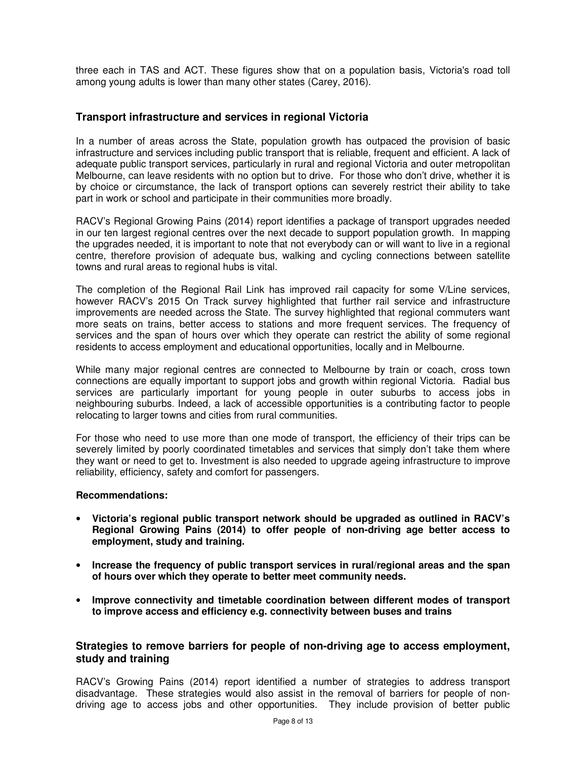three each in TAS and ACT. These figures show that on a population basis, Victoria's road toll among young adults is lower than many other states (Carey, 2016).

## Transport infrastructure and services in regional Victoria

In a number of areas across the State, population growth has outpaced the provision of basic infrastructure and services including public transport that is reliable, frequent and efficient. A lack of adequate public transport services, particularly in rural and regional Victoria and outer metropolitan Melbourne, can leave residents with no option but to drive. For those who don't drive, whether it is by choice or circumstance, the lack of transport options can severely restrict their ability to take part in work or school and participate in their communities more broadly.

RACV's Regional Growing Pains (2014) report identifies a package of transport upgrades needed in our ten largest regional centres over the next decade to support population growth. In mapping the upgrades needed, it is important to note that not everybody can or will want to live in a regional centre, therefore provision of adequate bus, walking and cycling connections between satellite towns and rural areas to regional hubs is vital.

The completion of the Regional Rail Link has improved rail capacity for some V/Line services, however RACV's 2015 On Track survey highlighted that further rail service and infrastructure improvements are needed across the State. The survey highlighted that regional commuters want more seats on trains, better access to stations and more frequent services. The frequency of services and the span of hours over which they operate can restrict the ability of some regional residents to access employment and educational opportunities, locally and in Melbourne.

While many major regional centres are connected to Melbourne by train or coach, cross town connections are equally important to support jobs and growth within regional Victoria. Radial bus services are particularly important for young people in outer suburbs to access jobs in neighbouring suburbs. Indeed, a lack of accessible opportunities is a contributing factor to people relocating to larger towns and cities from rural communities.

For those who need to use more than one mode of transport, the efficiency of their trips can be severely limited by poorly coordinated timetables and services that simply don't take them where they want or need to get to. Investment is also needed to upgrade ageing infrastructure to improve reliability, efficiency, safety and comfort for passengers.

**Recommendations:**

- **Victoria's regional public transport network should be upgraded as outlined in RACV's Regional Growing Pains (2014) to offer people of non-driving age better access to employment, study and training.**
- **Increase the frequency of public transport services in rural/regional areas and the span of hours over which they operate to better meet community needs.**
- **Improve connectivity and timetable coordination between different modes of transport to improve access and efficiency e.g. connectivity between buses and trains**

## Strategies to remove barriers for people of non-driving age to access employment, study and training

RACV's Growing Pains (2014) report identified a number of strategies to address transport disadvantage. These strategies would also assist in the removal of barriers for people of non-driving age to access jobs and other opportunities. They include provision of better public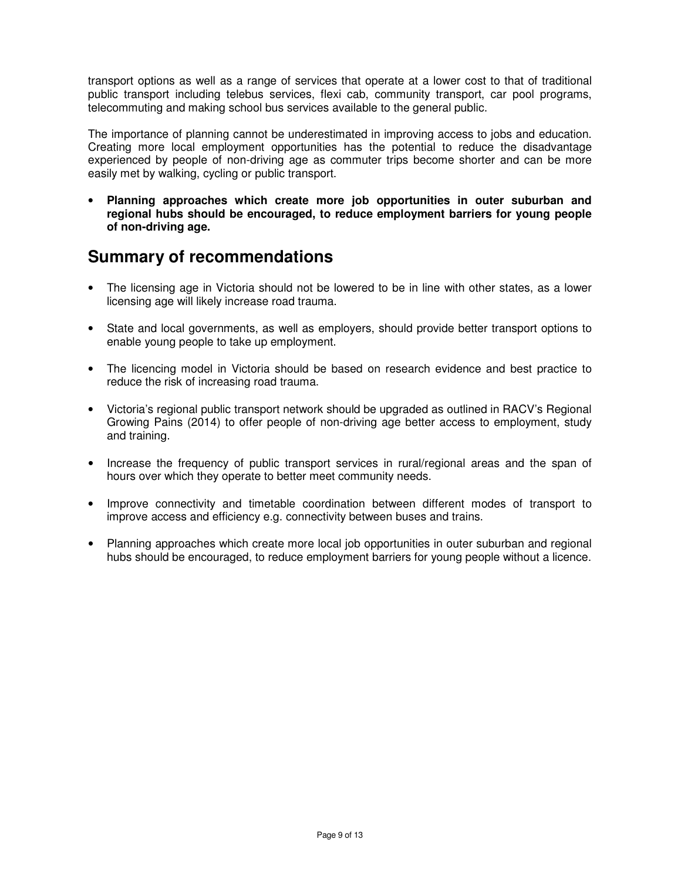transport options as well as a range of services that operate at a lower cost to that of traditional public transport including telebus services, flexi cab, community transport, car pool programs, telecommuting and making school bus services available to the general public.

The importance of planning cannot be underestimated in improving access to jobs and education. Creating more local employment opportunities has the potential to reduce the disadvantage experienced by people of non-driving age as commuter trips become shorter and can be more easily met by walking, cycling or public transport.

- **Planning approaches which create more job opportunities in outer suburban and regional hubs should be encouraged, to reduce employment barriers for young people of non-driving age.**

## Summary of recommendations

- The licensing age in Victoria should not be lowered to be in line with other states, as a lower licensing age will likely increase road trauma.
- State and local governments, as well as employers, should provide better transport options to enable young people to take up employment.
- The licencing model in Victoria should be based on research evidence and best practice to reduce the risk of increasing road trauma.
- Victoria's regional public transport network should be upgraded as outlined in RACV's Regional Growing Pains (2014) to offer people of non-driving age better access to employment, study and training.
- Increase the frequency of public transport services in rural/regional areas and the span of hours over which they operate to better meet community needs.
- Improve connectivity and timetable coordination between different modes of transport to improve access and efficiency e.g. connectivity between buses and trains.
- Planning approaches which create more local job opportunities in outer suburban and regional hubs should be encouraged, to reduce employment barriers for young people without a licence.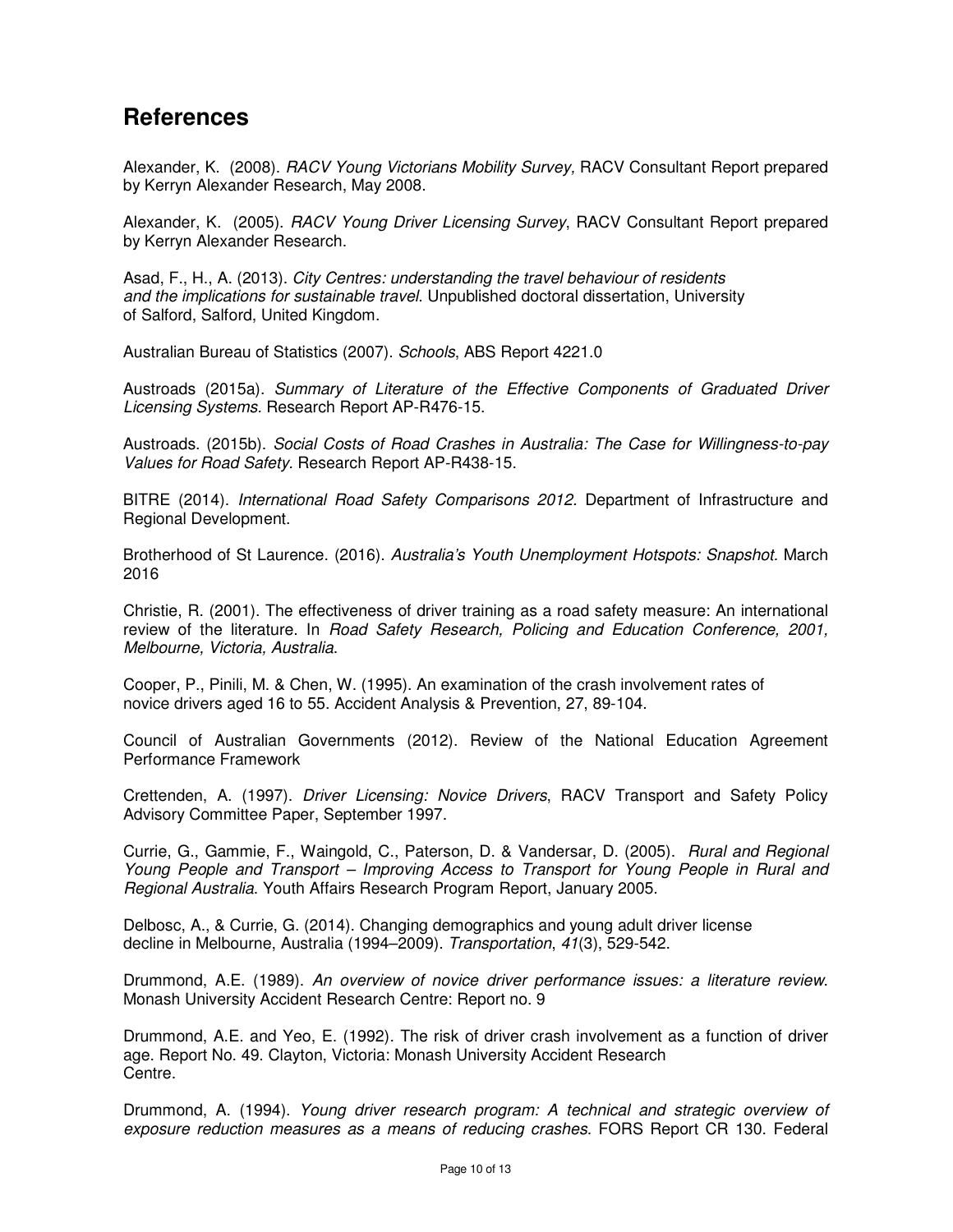## References

Alexander, K. (2008). *RACV Young Victorians Mobility Survey,* RACV Consultant Report prepared by Kerryn Alexander Research, May 2008.

Alexander, K. (2005). *RACV Young Driver Licensing Survey*, RACV Consultant Report prepared by Kerryn Alexander Research.

Asad, F., H., A. (2013). *City Centres: understanding the travel behaviour of residents and the implications for sustainable travel*. Unpublished doctoral dissertation, University of Salford, Salford, United Kingdom.

Australian Bureau of Statistics (2007). *Schools*, ABS Report 4221.0

Austroads (2015a). *Summary of Literature of the Effective Components of Graduated Driver Licensing Systems*. Research Report AP-R476-15.

Austroads. (2015b). *Social Costs of Road Crashes in Australia: The Case for Willingness-to-pay Values for Road Safety.* Research Report AP-R438-15.

BITRE (2014). *International Road Safety Comparisons 2012.* Department of Infrastructure and Regional Development.

Brotherhood of St Laurence. (2016). *Australia's Youth Unemployment Hotspots: Snapshot.* March 2016

Christie, R. (2001). The effectiveness of driver training as a road safety measure: An international review of the literature. In *Road Safety Research, Policing and Education Conference, 2001, Melbourne, Victoria, Australia*.

Cooper, P., Pinili, M. & Chen, W. (1995). An examination of the crash involvement rates of novice drivers aged 16 to 55. Accident Analysis & Prevention, 27, 89-104.

Council of Australian Governments (2012). Review of the National Education Agreement Performance Framework

Crettenden, A. (1997). *Driver Licensing: Novice Drivers*, RACV Transport and Safety Policy Advisory Committee Paper, September 1997.

Currie, G., Gammie, F., Waingold, C., Paterson, D. & Vandersar, D. (2005). *Rural and Regional Young People and Transport – Improving Access to Transport for Young People in Rural and Regional Australia*. Youth Affairs Research Program Report, January 2005.

Delbosc, A., & Currie, G. (2014). Changing demographics and young adult driver license decline in Melbourne, Australia (1994–2009). *Transportation*, *41*(3), 529-542.

Drummond, A.E. (1989). *An overview of novice driver performance issues: a literature review*. Monash University Accident Research Centre: Report no. 9

Drummond, A.E. and Yeo, E. (1992). The risk of driver crash involvement as a function of driver age. Report No. 49. Clayton, Victoria: Monash University Accident Research Centre.

Drummond, A. (1994). *Young driver research program: A technical and strategic overview of exposure reduction measures as a means of reducing crashes*. FORS Report CR 130. Federal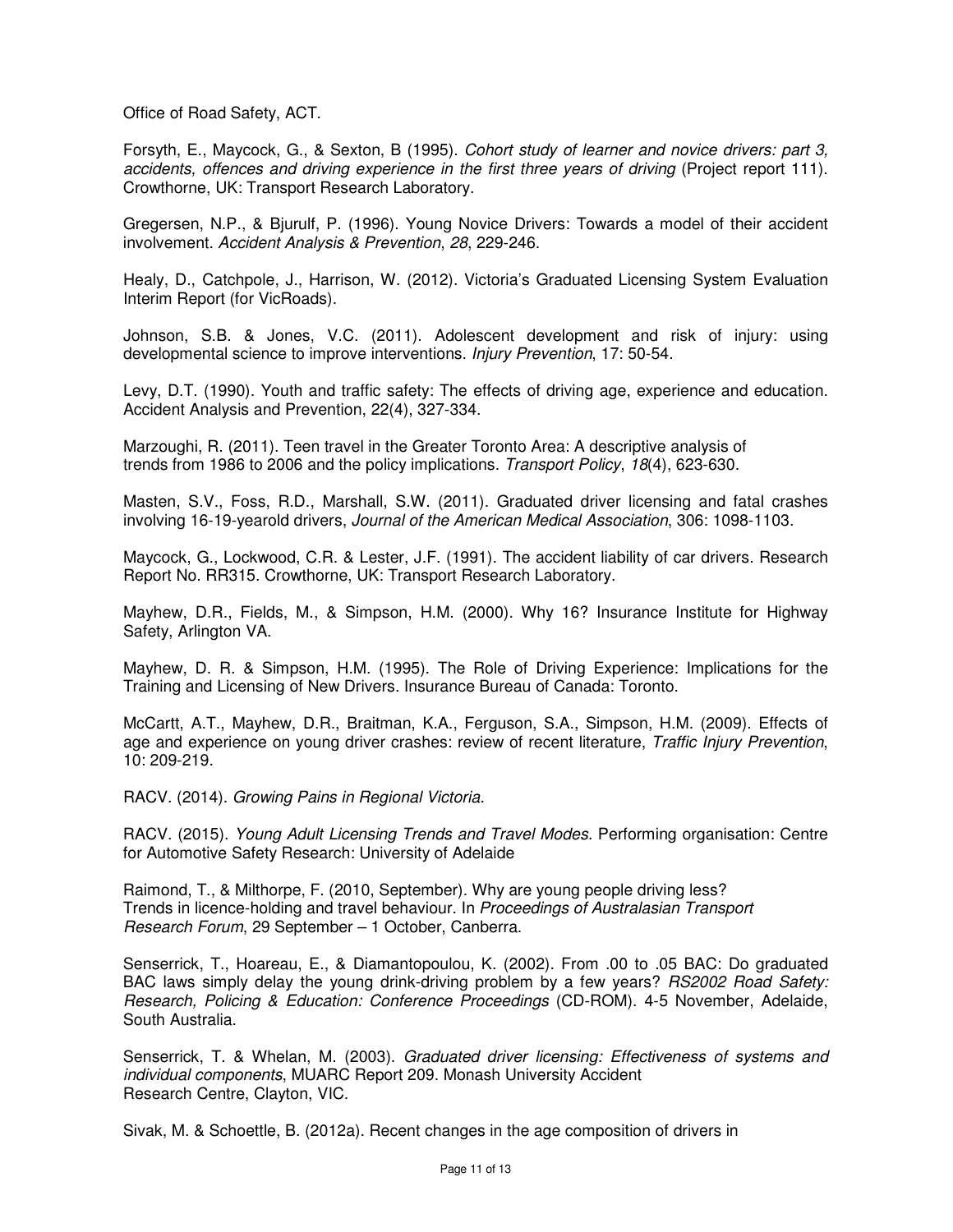Office of Road Safety, ACT.

Forsyth, E., Maycock, G., & Sexton, B (1995). *Cohort study of learner and novice drivers: part 3, accidents, offences and driving experience in the first three years of driving* (Project report 111). Crowthorne, UK: Transport Research Laboratory.

Gregersen, N.P., & Bjurulf, P. (1996). Young Novice Drivers: Towards a model of their accident involvement. *Accident Analysis & Prevention*, *28*, 229-246.

Healy, D., Catchpole, J., Harrison, W. (2012). Victoria's Graduated Licensing System Evaluation Interim Report (for VicRoads).

Johnson, S.B. & Jones, V.C. (2011). Adolescent development and risk of injury: using developmental science to improve interventions. *Injury Prevention*, 17: 50-54.

Levy, D.T. (1990). Youth and traffic safety: The effects of driving age, experience and education. Accident Analysis and Prevention, 22(4), 327-334.

Marzoughi, R. (2011). Teen travel in the Greater Toronto Area: A descriptive analysis of trends from 1986 to 2006 and the policy implications. *Transport Policy*, *18*(4), 623-630.

Masten, S.V., Foss, R.D., Marshall, S.W. (2011). Graduated driver licensing and fatal crashes involving 16-19-yearold drivers, *Journal of the American Medical Association*, 306: 1098-1103.

Maycock, G., Lockwood, C.R. & Lester, J.F. (1991). The accident liability of car drivers. Research Report No. RR315. Crowthorne, UK: Transport Research Laboratory.

Mayhew, D.R., Fields, M., & Simpson, H.M. (2000). Why 16? Insurance Institute for Highway Safety, Arlington VA.

Mayhew, D. R. & Simpson, H.M. (1995). The Role of Driving Experience: Implications for the Training and Licensing of New Drivers. Insurance Bureau of Canada: Toronto.

McCartt, A.T., Mayhew, D.R., Braitman, K.A., Ferguson, S.A., Simpson, H.M. (2009). Effects of age and experience on young driver crashes: review of recent literature, *Traffic Injury Prevention*, 10: 209-219.

RACV. (2014). *Growing Pains in Regional Victoria.*

RACV. (2015). *Young Adult Licensing Trends and Travel Modes.* Performing organisation: Centre for Automotive Safety Research: University of Adelaide

Raimond, T., & Milthorpe, F. (2010, September). Why are young people driving less? Trends in licence-holding and travel behaviour. In *Proceedings of Australasian Transport Research Forum*, 29 September – 1 October, Canberra.

Senserrick, T., Hoareau, E., & Diamantopoulou, K. (2002). From .00 to .05 BAC: Do graduated BAC laws simply delay the young drink-driving problem by a few years? *RS2002 Road Safety: Research, Policing & Education: Conference Proceedings* (CD-ROM). 4-5 November, Adelaide, South Australia.

Senserrick, T. & Whelan, M. (2003). *Graduated driver licensing: Effectiveness of systems and individual components*, MUARC Report 209. Monash University Accident Research Centre, Clayton, VIC.

Sivak, M. & Schoettle, B. (2012a). Recent changes in the age composition of drivers in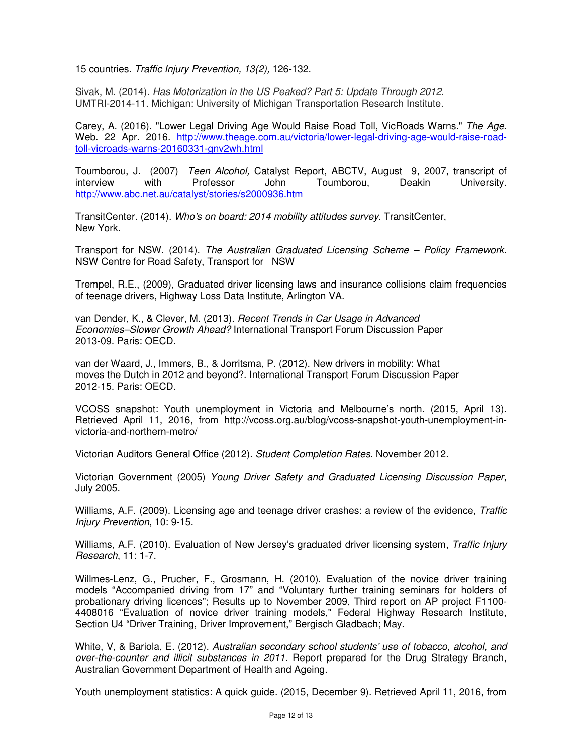15 countries. *Traffic Injury Prevention, 13(2),* 126-132.

Sivak, M. (2014). *Has Motorization in the US Peaked? Part 5: Update Through 2012*. UMTRI-2014-11. Michigan: University of Michigan Transportation Research Institute.

Carey, A. (2016). "Lower Legal Driving Age Would Raise Road Toll, VicRoads Warns." *The Age*. Web. 22 Apr. 2016. http://www.theage.com.au/victoria/lower-legal-driving-age-would-raise-road-toll-vicroads-warns-20160331-gnv2wh.html

Toumborou, J. (2007) *Teen Alcohol,* Catalyst Report, ABCTV, August 9, 2007, transcript of interview with Professor John Toumborou, Deakin University. http://www.abc.net.au/catalyst/stories/s2000936.htm

TransitCenter. (2014). *Who's on board: 2014 mobility attitudes survey*. TransitCenter, New York.

Transport for NSW. (2014). *The Australian Graduated Licensing Scheme – Policy Framework.* NSW Centre for Road Safety, Transport for NSW

Trempel, R.E., (2009), Graduated driver licensing laws and insurance collisions claim frequencies of teenage drivers, Highway Loss Data Institute, Arlington VA.

van Dender, K., & Clever, M. (2013). *Recent Trends in Car Usage in Advanced Economies–Slower Growth Ahead?* International Transport Forum Discussion Paper 2013-09. Paris: OECD.

van der Waard, J., Immers, B., & Jorritsma, P. (2012). New drivers in mobility: What moves the Dutch in 2012 and beyond?. International Transport Forum Discussion Paper 2012-15. Paris: OECD.

VCOSS snapshot: Youth unemployment in Victoria and Melbourne's north. (2015, April 13). Retrieved April 11, 2016, from http://vcoss.org.au/blog/vcoss-snapshot-youth-unemployment-in-victoria-and-northern-metro/

Victorian Auditors General Office (2012). *Student Completion Rates.* November 2012.

Victorian Government (2005) *Young Driver Safety and Graduated Licensing Discussion Paper*, July 2005.

Williams, A.F. (2009). Licensing age and teenage driver crashes: a review of the evidence, *Traffic Injury Prevention*, 10: 9-15.

Williams, A.F. (2010). Evaluation of New Jersey's graduated driver licensing system, *Traffic Injury Research*, 11: 1-7.

Willmes-Lenz, G., Prucher, F., Grosmann, H. (2010). Evaluation of the novice driver training models "Accompanied driving from 17" and "Voluntary further training seminars for holders of probationary driving licences"; Results up to November 2009, Third report on AP project F1100-4408016 "Evaluation of novice driver training models," Federal Highway Research Institute, Section U4 "Driver Training, Driver Improvement," Bergisch Gladbach; May.

White, V, & Bariola, E. (2012). *Australian secondary school students' use of tobacco, alcohol, and over-the-counter and illicit substances in 2011.* Report prepared for the Drug Strategy Branch, Australian Government Department of Health and Ageing.

Youth unemployment statistics: A quick guide. (2015, December 9). Retrieved April 11, 2016, from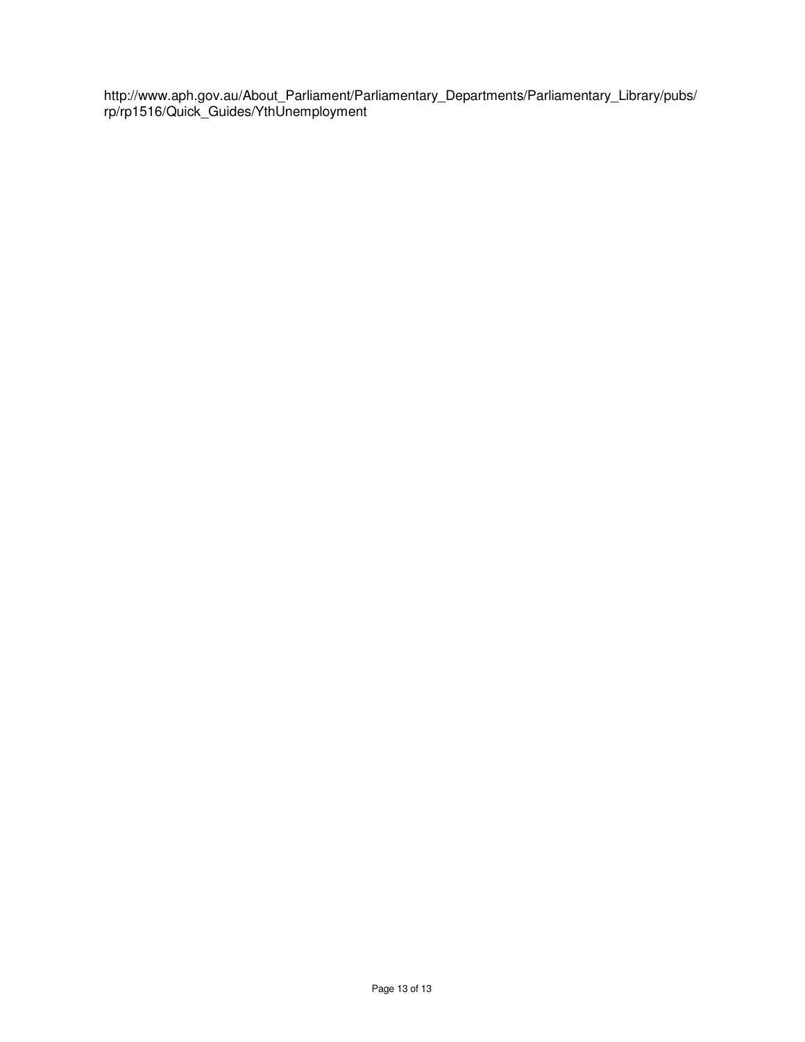http://www.aph.gov.au/About_Parliament/Parliamentary_Departments/Parliamentary_Library/pubs/rp/rp1516/Quick_Guides/YthUnemployment